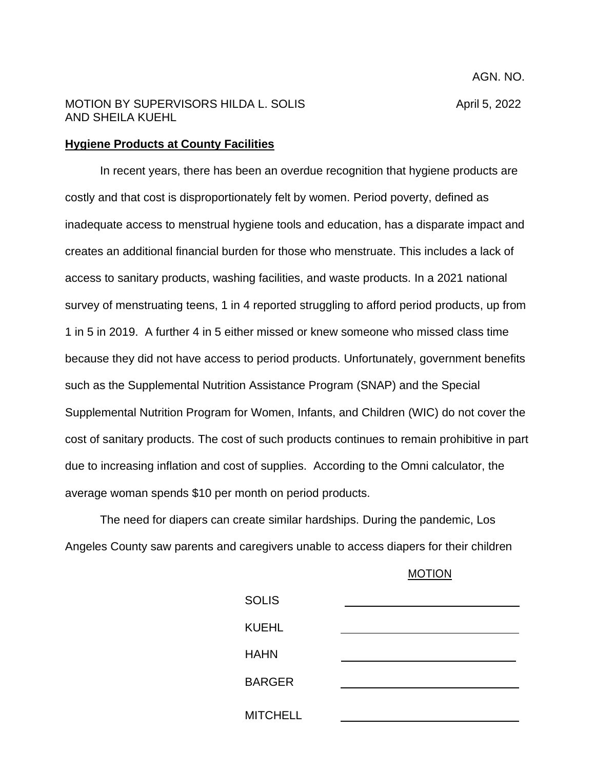AGN. NO.

MOTION BY SUPERVISORS HILDA L. SOLIS AND SHEILA KUEHL

April 5, 2022

**Hygiene Products at County Facilities**

In recent years, there has been an overdue recognition that hygiene products are costly and that cost is disproportionately felt by women. Period poverty, defined as inadequate access to menstrual hygiene tools and education, has a disparate impact and creates an additional financial burden for those who menstruate. This includes a lack of access to sanitary products, washing facilities, and waste products. In a 2021 national survey of menstruating teens, 1 in 4 reported struggling to afford period products, up from 1 in 5 in 2019. A further 4 in 5 either missed or knew someone who missed class time because they did not have access to period products. Unfortunately, government benefits such as the Supplemental Nutrition Assistance Program (SNAP) and the Special Supplemental Nutrition Program for Women, Infants, and Children (WIC) do not cover the cost of sanitary products. The cost of such products continues to remain prohibitive in part due to increasing inflation and cost of supplies. According to the Omni calculator, the average woman spends $10 per month on period products.

The need for diapers can create similar hardships. During the pandemic, Los Angeles County saw parents and caregivers unable to access diapers for their children

MOTION

| | |
|---|---|
| SOLIS | ______________________ |
| KUEHL | ______________________ |
| HAHN | ______________________ |
| BARGER | ______________________ |
| MITCHELL | ______________________ |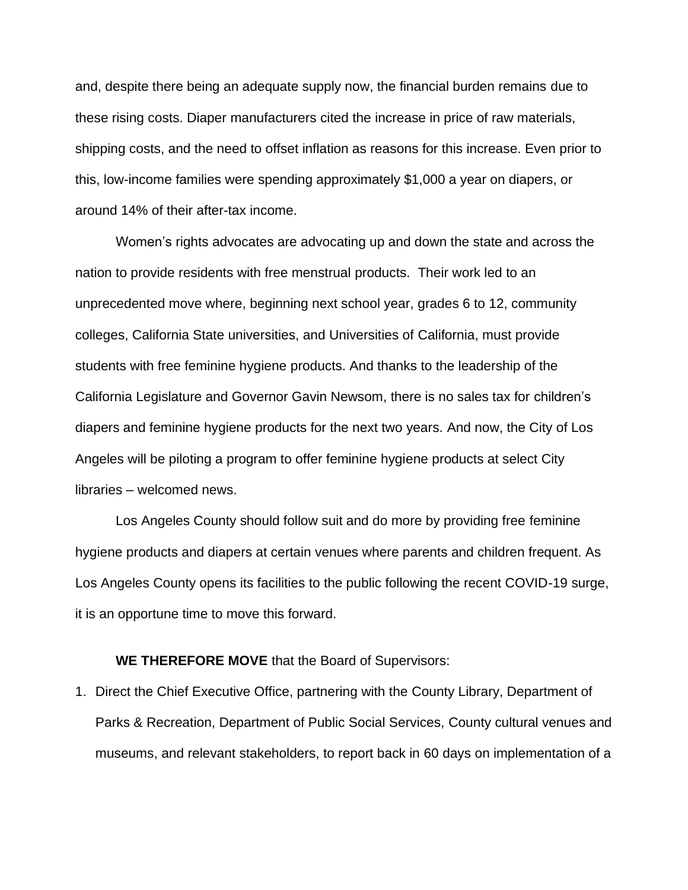and, despite there being an adequate supply now, the financial burden remains due to these rising costs. Diaper manufacturers cited the increase in price of raw materials, shipping costs, and the need to offset inflation as reasons for this increase. Even prior to this, low-income families were spending approximately $1,000 a year on diapers, or around 14% of their after-tax income.

Women's rights advocates are advocating up and down the state and across the nation to provide residents with free menstrual products. Their work led to an unprecedented move where, beginning next school year, grades 6 to 12, community colleges, California State universities, and Universities of California, must provide students with free feminine hygiene products. And thanks to the leadership of the California Legislature and Governor Gavin Newsom, there is no sales tax for children's diapers and feminine hygiene products for the next two years. And now, the City of Los Angeles will be piloting a program to offer feminine hygiene products at select City libraries – welcomed news.

Los Angeles County should follow suit and do more by providing free feminine hygiene products and diapers at certain venues where parents and children frequent. As Los Angeles County opens its facilities to the public following the recent COVID-19 surge, it is an opportune time to move this forward.

**WE THEREFORE MOVE** that the Board of Supervisors:

1. Direct the Chief Executive Office, partnering with the County Library, Department of Parks & Recreation, Department of Public Social Services, County cultural venues and museums, and relevant stakeholders, to report back in 60 days on implementation of a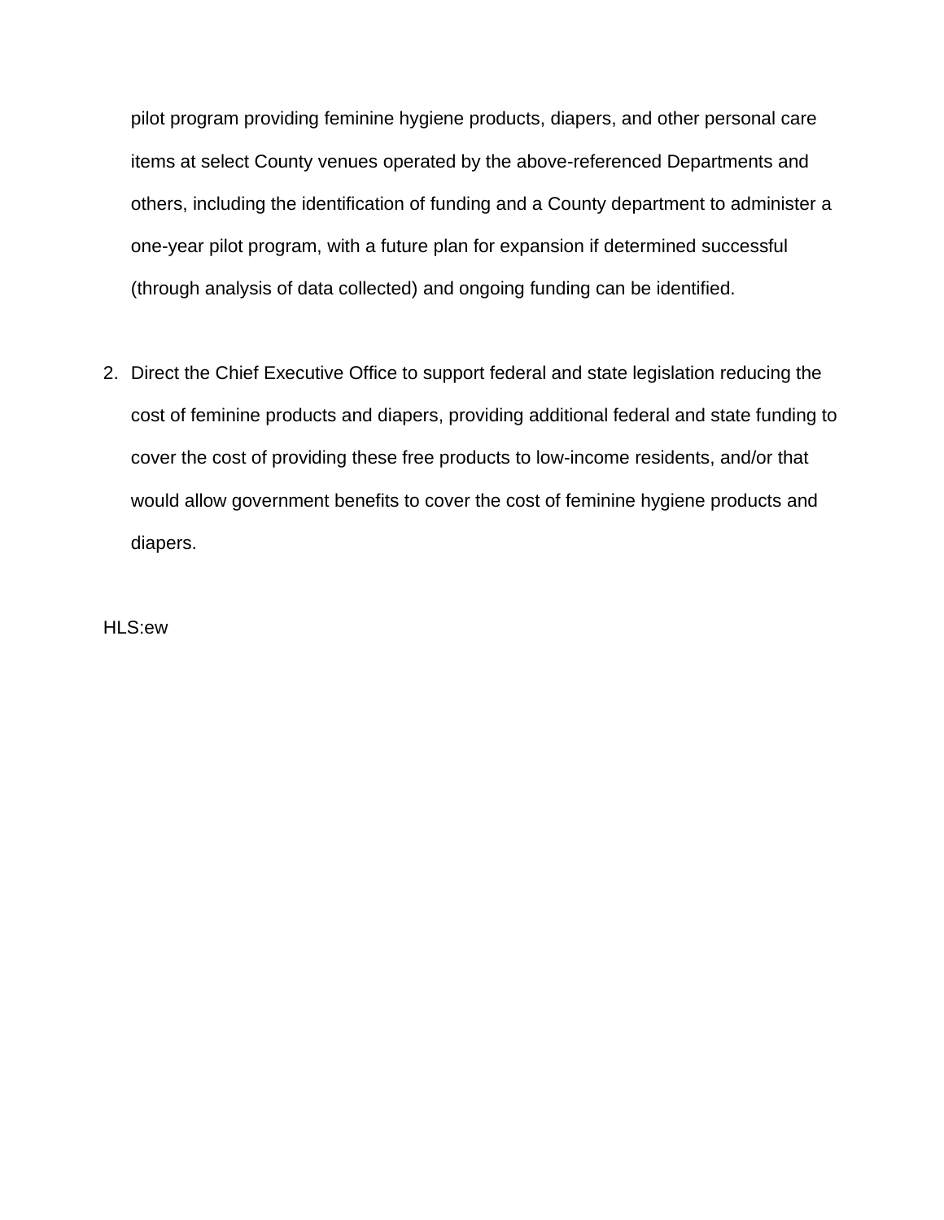pilot program providing feminine hygiene products, diapers, and other personal care items at select County venues operated by the above-referenced Departments and others, including the identification of funding and a County department to administer a one-year pilot program, with a future plan for expansion if determined successful (through analysis of data collected) and ongoing funding can be identified.

2. Direct the Chief Executive Office to support federal and state legislation reducing the cost of feminine products and diapers, providing additional federal and state funding to cover the cost of providing these free products to low-income residents, and/or that would allow government benefits to cover the cost of feminine hygiene products and diapers.

HLS:ew